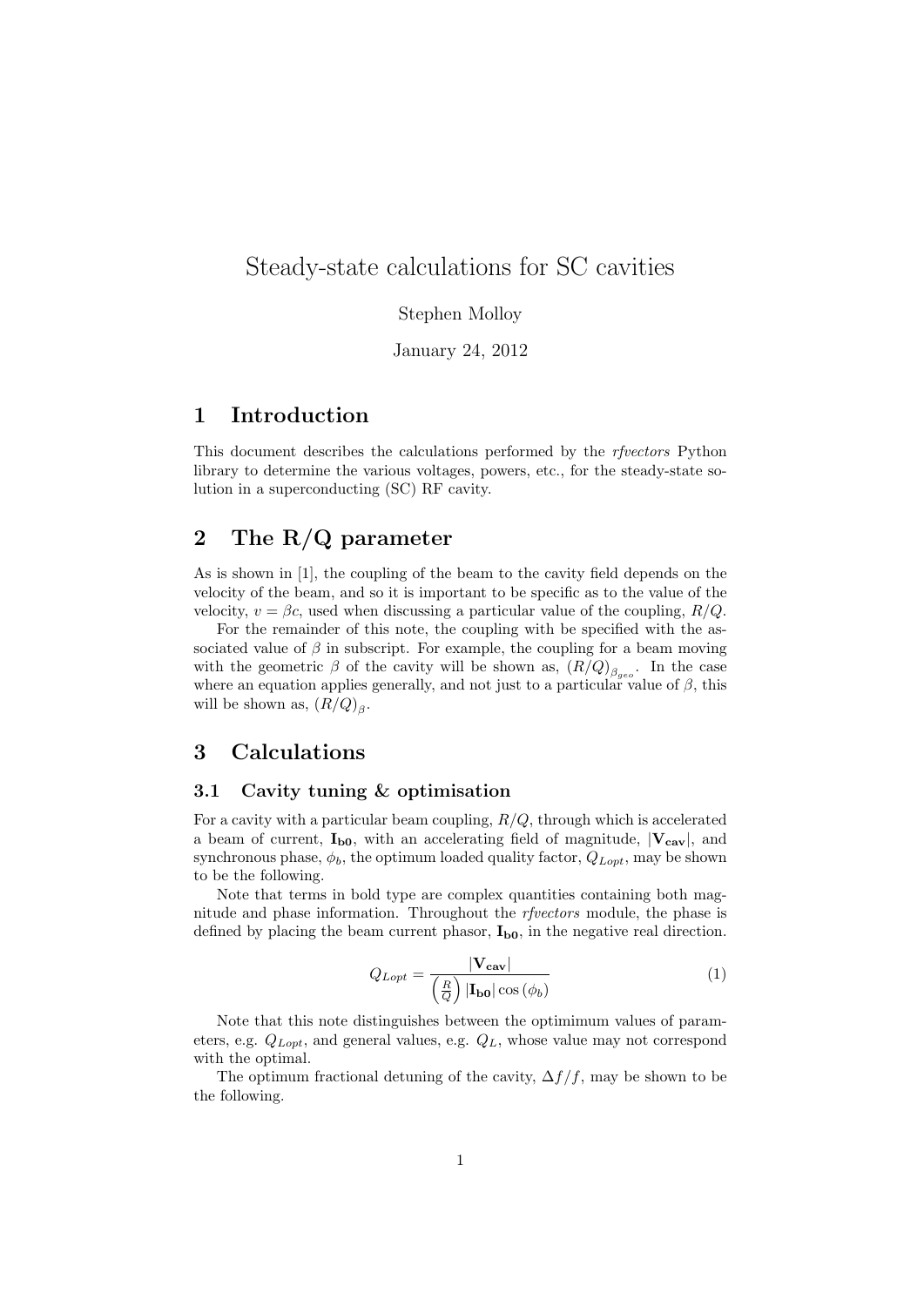# Steady-state calculations for SC cavities

Stephen Molloy

January 24, 2012

## 1 Introduction

This document describes the calculations performed by the *rfvectors* Python library to determine the various voltages, powers, etc., for the steady-state solution in a superconducting (SC) RF cavity.

## 2 The R/Q parameter

As is shown in [1], the coupling of the beam to the cavity field depends on the velocity of the beam, and so it is important to be specific as to the value of the velocity, $v = \beta c$, used when discussing a particular value of the coupling, $R/Q$.

For the remainder of this note, the coupling with be specified with the associated value of $\beta$ in subscript. For example, the coupling for a beam moving with the geometric $\beta$ of the cavity will be shown as, $(R/Q)_{\beta_{geo}}$. In the case where an equation applies generally, and not just to a particular value of $\beta$, this will be shown as, $(R/Q)_{\beta}$.

## 3 Calculations

### 3.1 Cavity tuning & optimisation

For a cavity with a particular beam coupling, $R/Q$, through which is accelerated a beam of current, $\mathbf{I_{b0}}$, with an accelerating field of magnitude, $|\mathbf{V_{cav}}|$, and synchronous phase, $\phi_b$, the optimum loaded quality factor, $Q_{Lopt}$, may be shown to be the following.

Note that terms in bold type are complex quantities containing both magnitude and phase information. Throughout the *rfvectors* module, the phase is defined by placing the beam current phasor, $\mathbf{I_{b0}}$, in the negative real direction.

$$Q_{Lopt} = \frac{|\mathbf{V_{cav}}|}{\left(\frac{R}{Q}\right) |\mathbf{I_{b0}}| \cos(\phi_b)} \tag{1}$$

Note that this note distinguishes between the optimimum values of parameters, e.g. $Q_{Lopt}$, and general values, e.g. $Q_L$, whose value may not correspond with the optimal.

The optimum fractional detuning of the cavity, $\Delta f/f$, may be shown to be the following.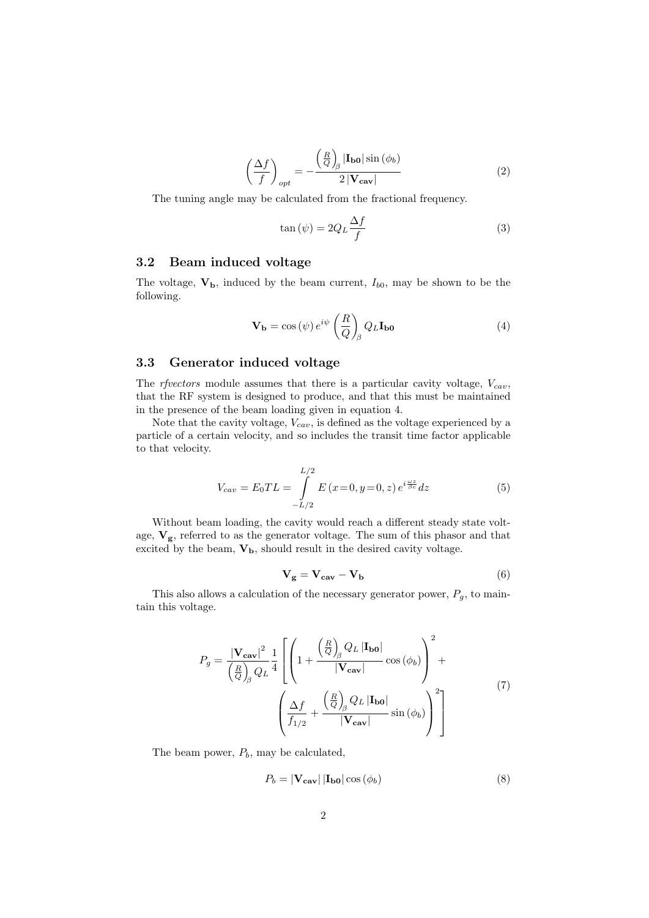$$\left(\frac{\Delta f}{f}\right)_{opt} = -\frac{\left(\frac{R}{Q}\right)_{\beta} |\mathbf{I_{b0}}| \sin(\phi_b)}{2\,|\mathbf{V_{cav}}|} \tag{2}$$

The tuning angle may be calculated from the fractional frequency.

$$\tan(\psi) = 2Q_L \frac{\Delta f}{f} \tag{3}$$

### 3.2 Beam induced voltage

The voltage, $\mathbf{V_b}$, induced by the beam current, $I_{b0}$, may be shown to be the following.

$$\mathbf{V_b} = \cos(\psi)\, e^{i\psi} \left(\frac{R}{Q}\right)_{\beta} Q_L \mathbf{I_{b0}} \tag{4}$$

### 3.3 Generator induced voltage

The *rfvectors* module assumes that there is a particular cavity voltage, $V_{cav}$, that the RF system is designed to produce, and that this must be maintained in the presence of the beam loading given in equation 4.

Note that the cavity voltage, $V_{cav}$, is defined as the voltage experienced by a particle of a certain velocity, and so includes the transit time factor applicable to that velocity.

$$V_{cav} = E_0 T L = \int_{-L/2}^{L/2} E\,(x{=}0, y{=}0, z)\, e^{i\frac{\omega z}{\beta c}} dz \tag{5}$$

Without beam loading, the cavity would reach a different steady state voltage, $\mathbf{V_g}$, referred to as the generator voltage. The sum of this phasor and that excited by the beam, $\mathbf{V_b}$, should result in the desired cavity voltage.

$$\mathbf{V_g} = \mathbf{V_{cav}} - \mathbf{V_b} \tag{6}$$

This also allows a calculation of the necessary generator power, $P_g$, to maintain this voltage.

$$P_g = \frac{|\mathbf{V_{cav}}|^2}{\left(\frac{R}{Q}\right)_{\beta} Q_L} \frac{1}{4} \left[ \left(1 + \frac{\left(\frac{R}{Q}\right)_{\beta} Q_L |\mathbf{I_{b0}}|}{|\mathbf{V_{cav}}|} \cos(\phi_b)\right)^2 + \left(\frac{\Delta f}{f_{1/2}} + \frac{\left(\frac{R}{Q}\right)_{\beta} Q_L |\mathbf{I_{b0}}|}{|\mathbf{V_{cav}}|} \sin(\phi_b)\right)^2 \right] \tag{7}$$

The beam power, $P_b$, may be calculated,

$$P_b = |\mathbf{V_{cav}}|\, |\mathbf{I_{b0}}| \cos(\phi_b) \tag{8}$$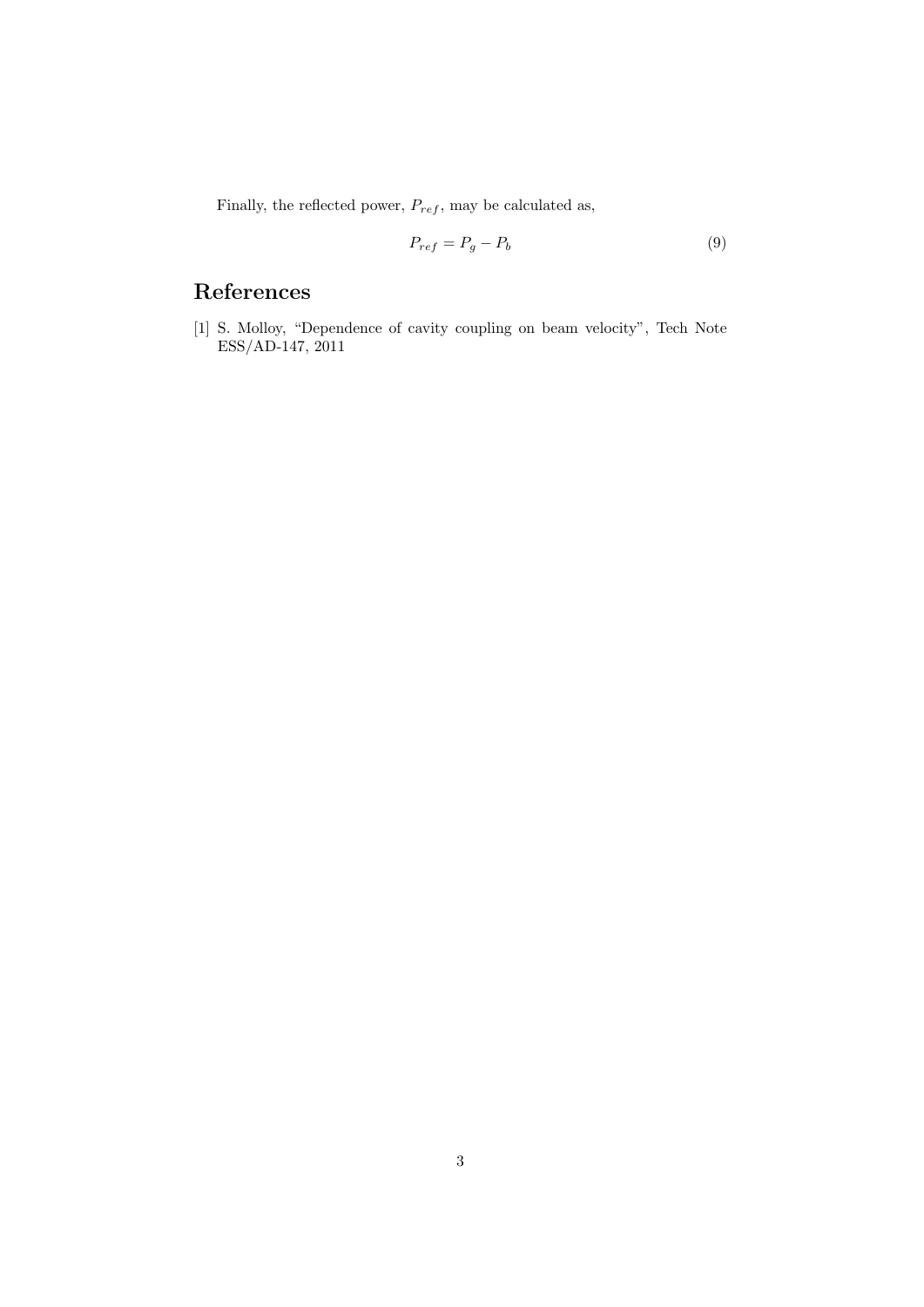Finally, the reflected power, $P_{ref}$, may be calculated as,

$$P_{ref} = P_g - P_b \tag{9}$$

## References

[1] S. Molloy, "Dependence of cavity coupling on beam velocity", Tech Note ESS/AD-147, 2011